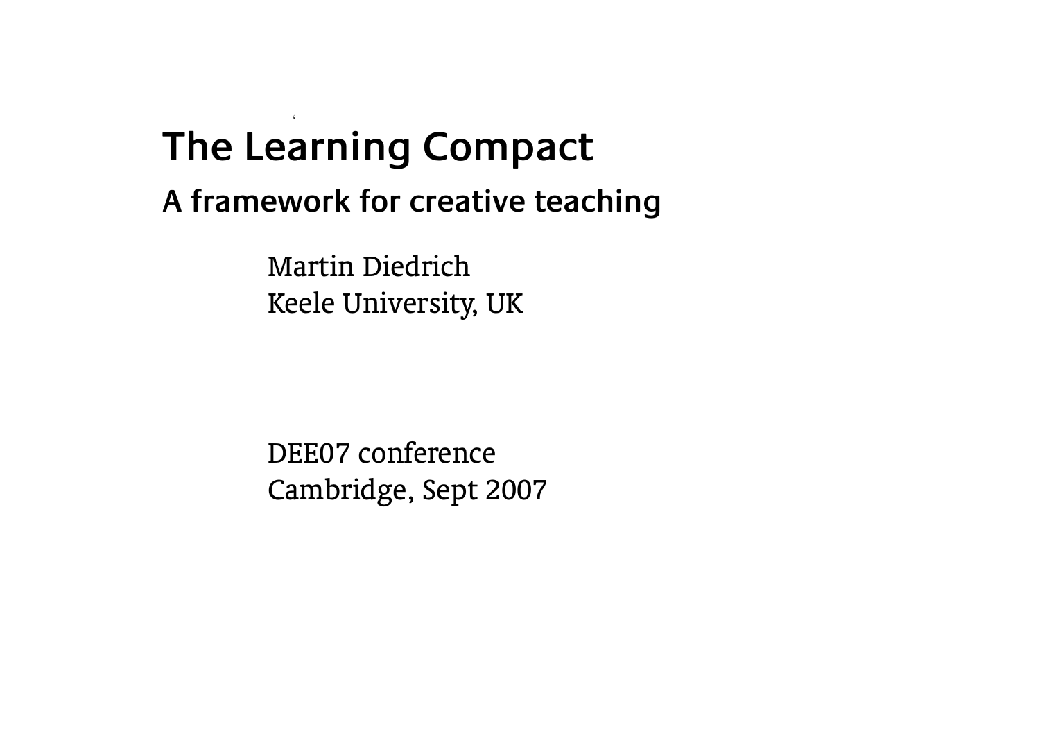# The Learning Compact

## A framework for creative teaching

Martin Diedrich
Keele University, UK

DEE07 conference
Cambridge, Sept 2007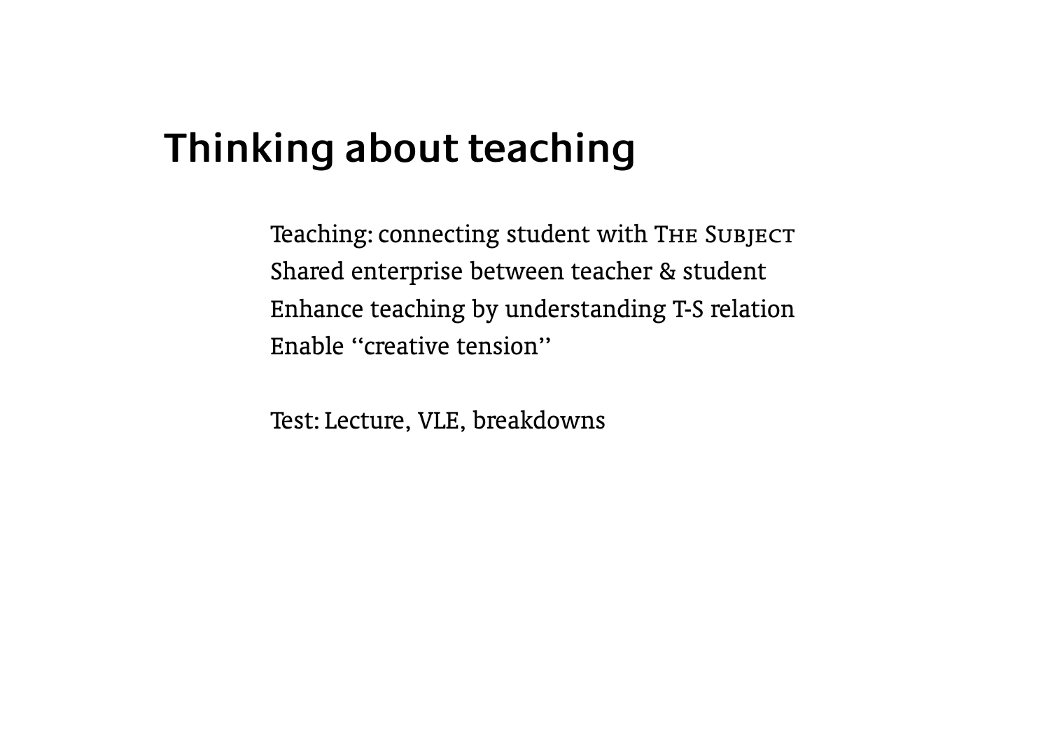# Thinking about teaching

Teaching: connecting student with The Subject
Shared enterprise between teacher & student
Enhance teaching by understanding T-S relation
Enable ''creative tension''

Test: Lecture, VLE, breakdowns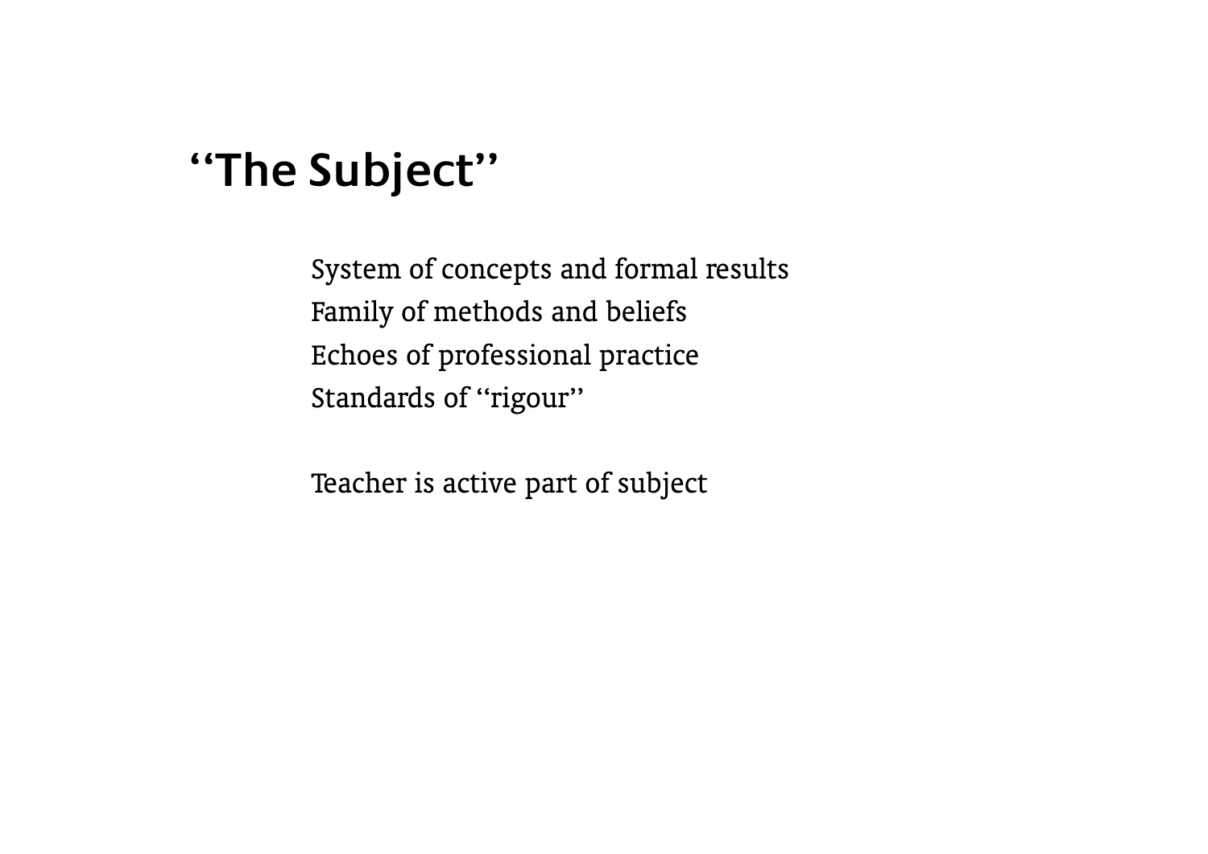# ‘‘The Subject’’

System of concepts and formal results
Family of methods and beliefs
Echoes of professional practice
Standards of ‘‘rigour’’

Teacher is active part of subject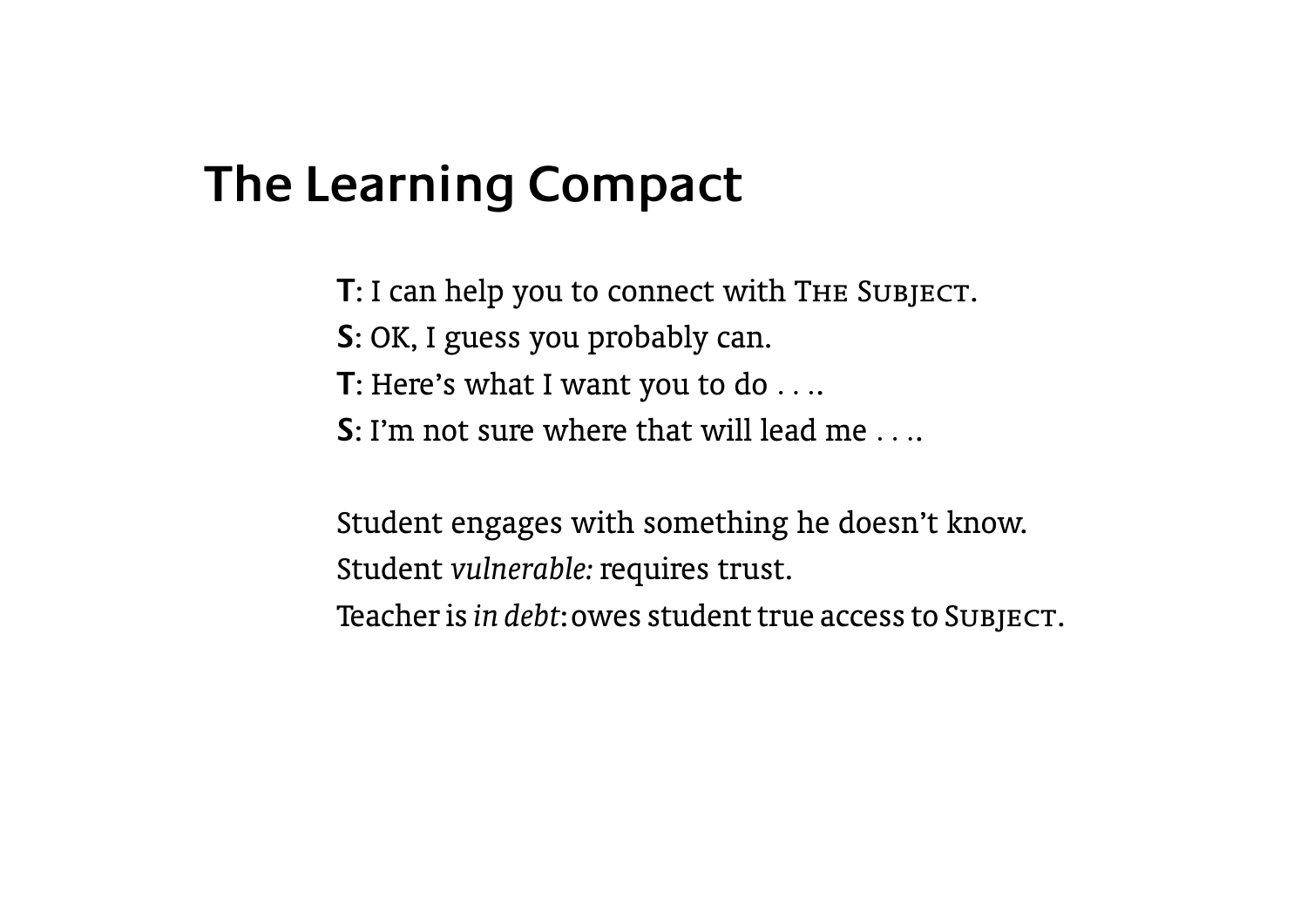# The Learning Compact

**T**: I can help you to connect with The Subject.
**S**: OK, I guess you probably can.
**T**: Here's what I want you to do . . ..
**S**: I'm not sure where that will lead me . . ..

Student engages with something he doesn't know.
Student *vulnerable:* requires trust.
Teacher is *in debt*: owes student true access to Subject.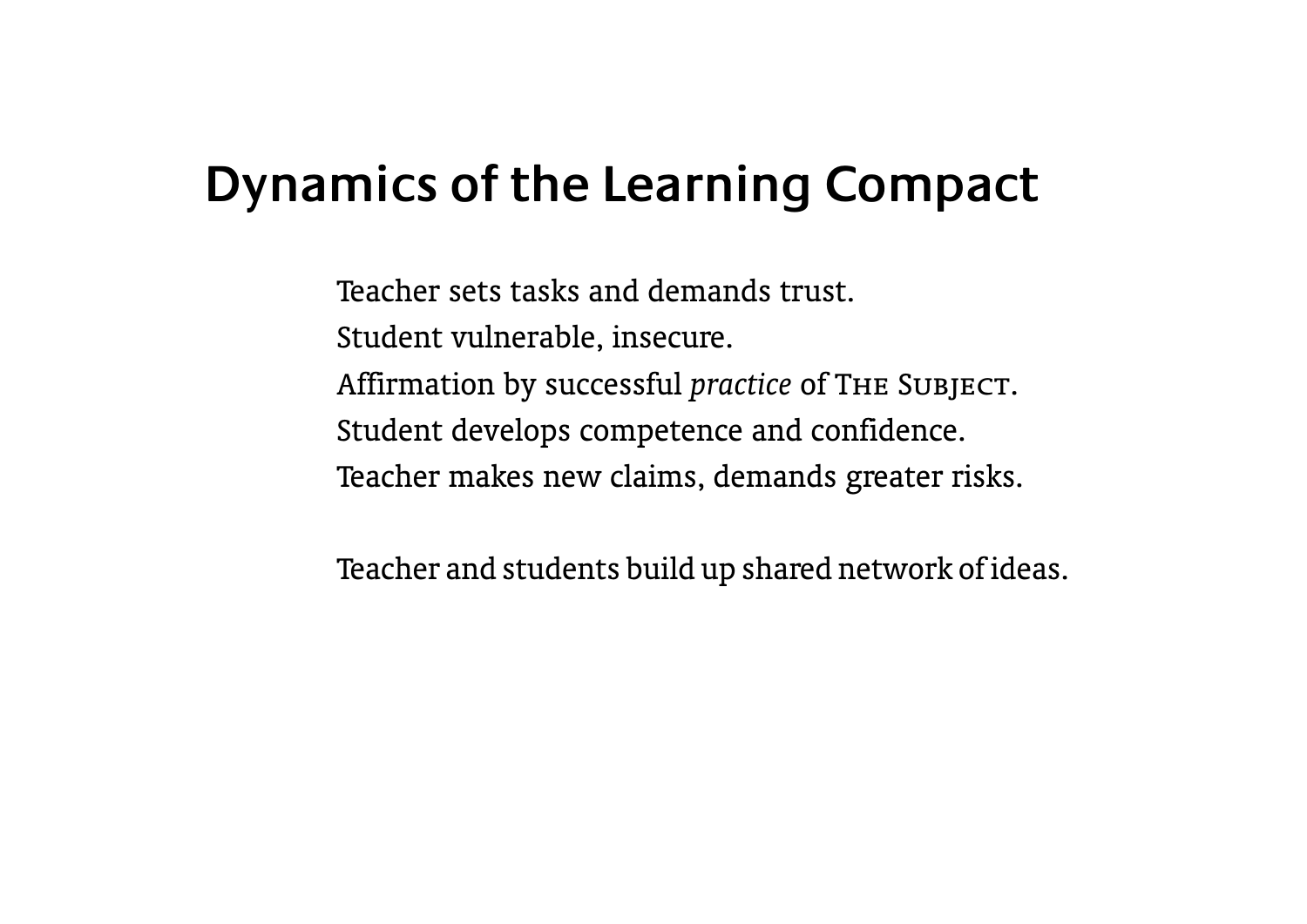# Dynamics of the Learning Compact

Teacher sets tasks and demands trust.
Student vulnerable, insecure.
Affirmation by successful *practice* of The Subject.
Student develops competence and confidence.
Teacher makes new claims, demands greater risks.

Teacher and students build up shared network of ideas.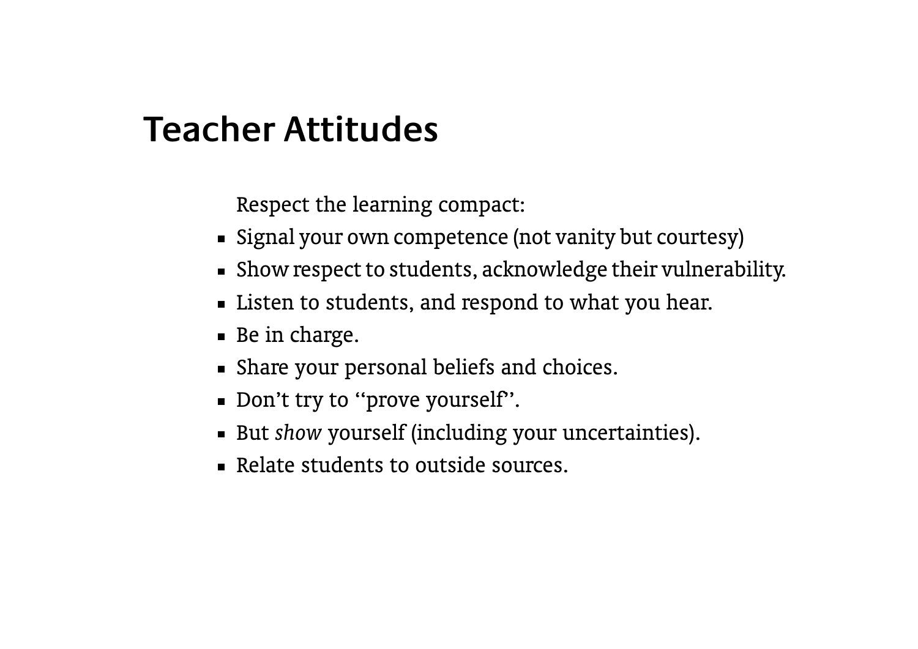# Teacher Attitudes

Respect the learning compact:

- Signal your own competence (not vanity but courtesy)
- Show respect to students, acknowledge their vulnerability.
- Listen to students, and respond to what you hear.
- Be in charge.
- Share your personal beliefs and choices.
- Don't try to "prove yourself".
- But *show* yourself (including your uncertainties).
- Relate students to outside sources.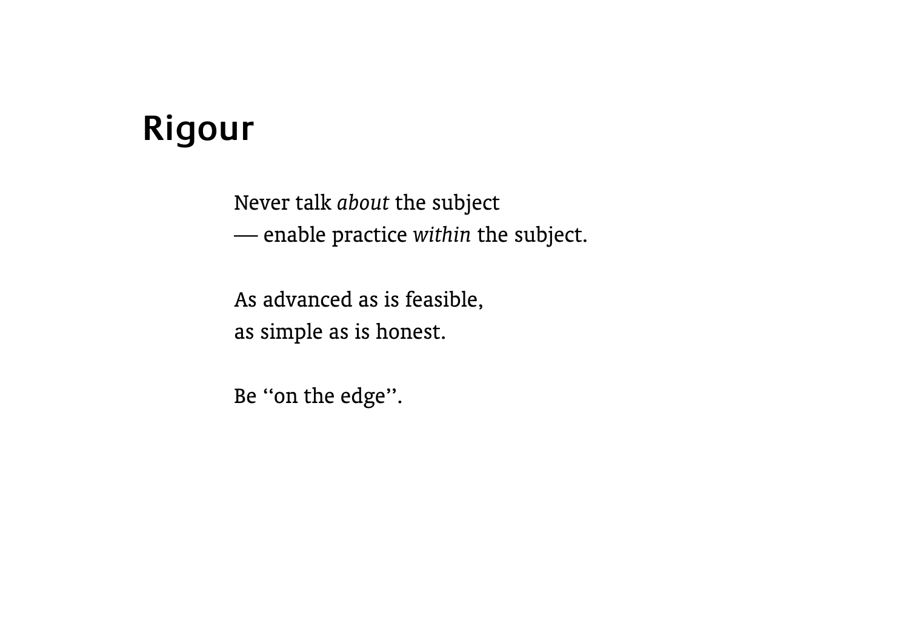# Rigour

Never talk *about* the subject
— enable practice *within* the subject.

As advanced as is feasible,
as simple as is honest.

Be ‘‘on the edge’’.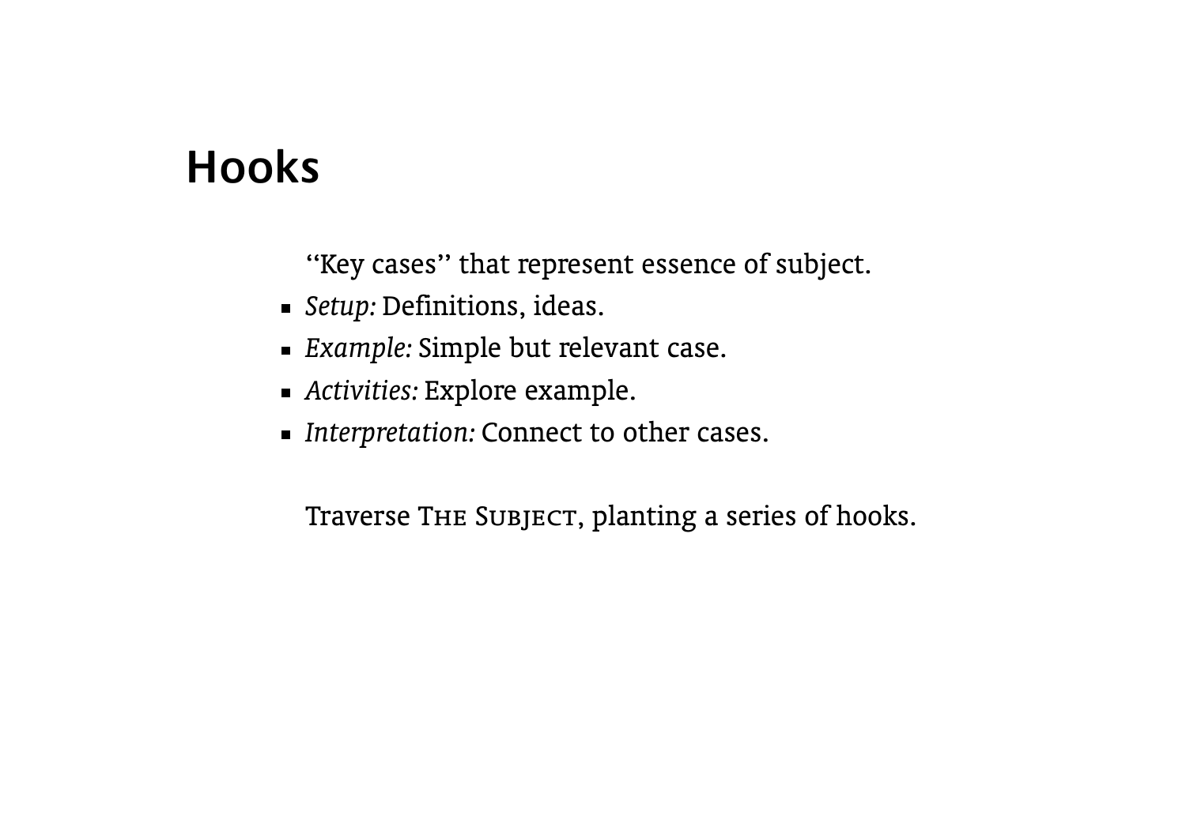# Hooks

“Key cases” that represent essence of subject.

- *Setup:* Definitions, ideas.
- *Example:* Simple but relevant case.
- *Activities:* Explore example.
- *Interpretation:* Connect to other cases.

Traverse The Subject, planting a series of hooks.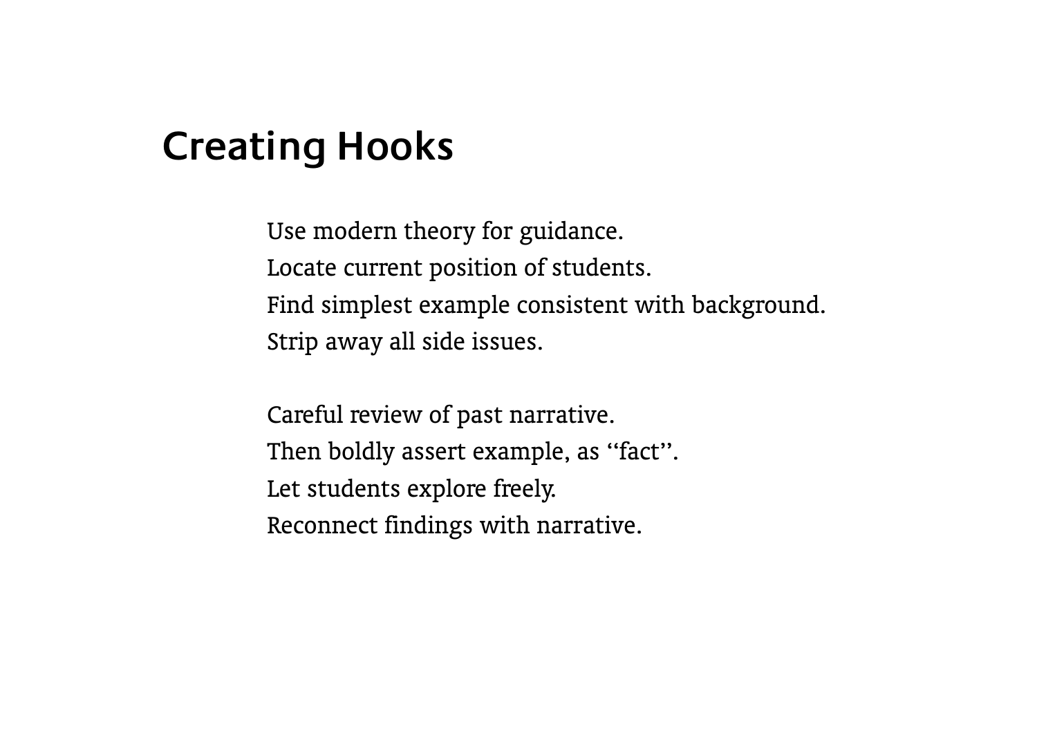# Creating Hooks

Use modern theory for guidance.
Locate current position of students.
Find simplest example consistent with background.
Strip away all side issues.

Careful review of past narrative.
Then boldly assert example, as ‘‘fact’’.
Let students explore freely.
Reconnect findings with narrative.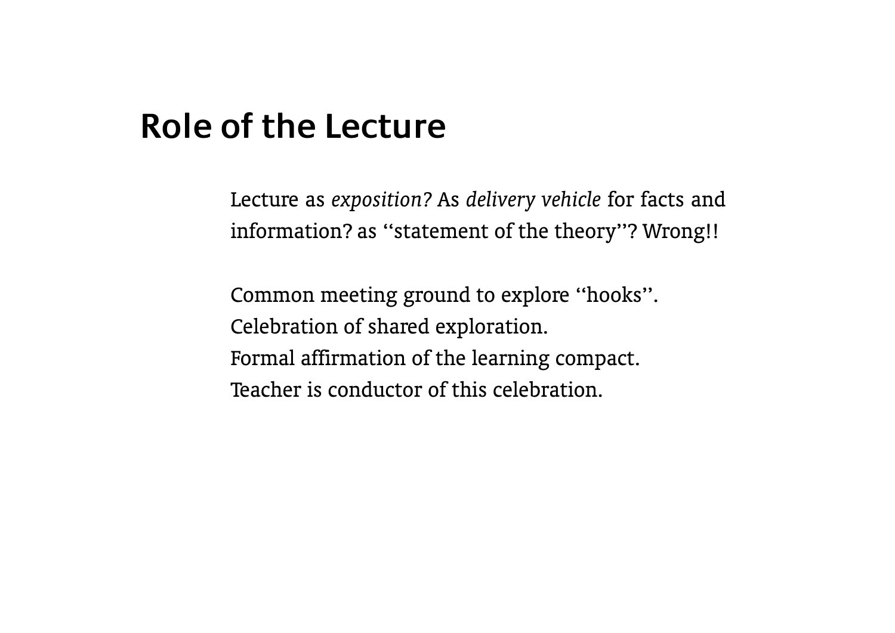# Role of the Lecture

Lecture as *exposition?* As *delivery vehicle* for facts and information? as ‘‘statement of the theory’’? Wrong!!

Common meeting ground to explore ‘‘hooks’’.
Celebration of shared exploration.
Formal affirmation of the learning compact.
Teacher is conductor of this celebration.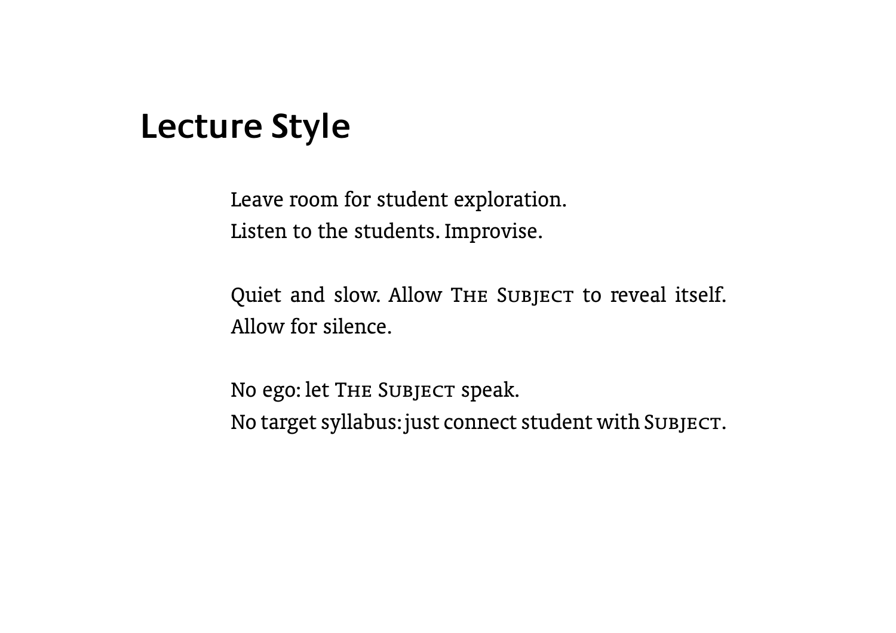# Lecture Style

Leave room for student exploration.
Listen to the students. Improvise.

Quiet and slow. Allow The Subject to reveal itself. Allow for silence.

No ego: let The Subject speak.
No target syllabus: just connect student with Subject.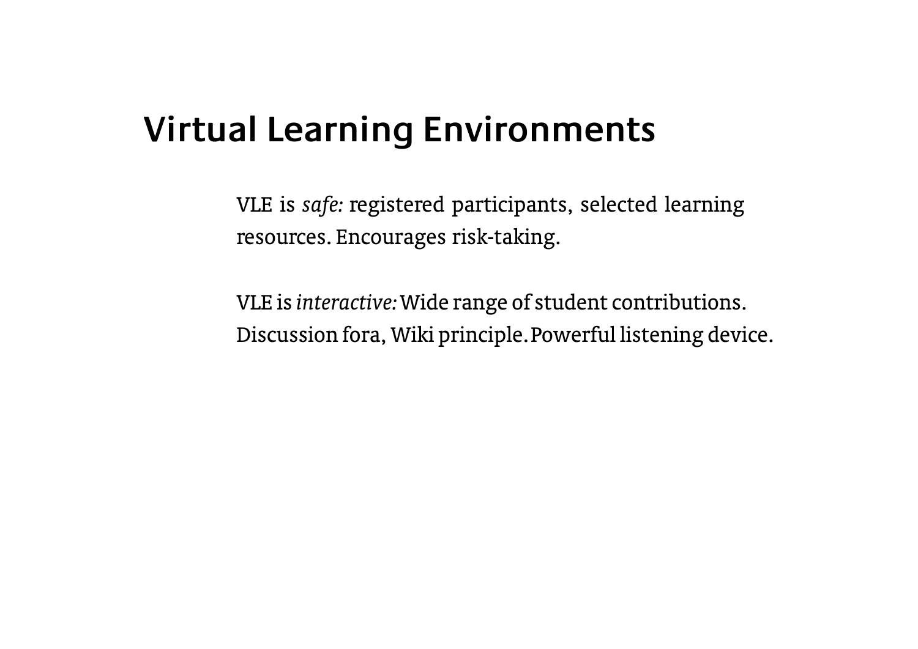# Virtual Learning Environments

VLE is *safe:* registered participants, selected learning resources. Encourages risk-taking.

VLE is *interactive:* Wide range of student contributions. Discussion fora, Wiki principle. Powerful listening device.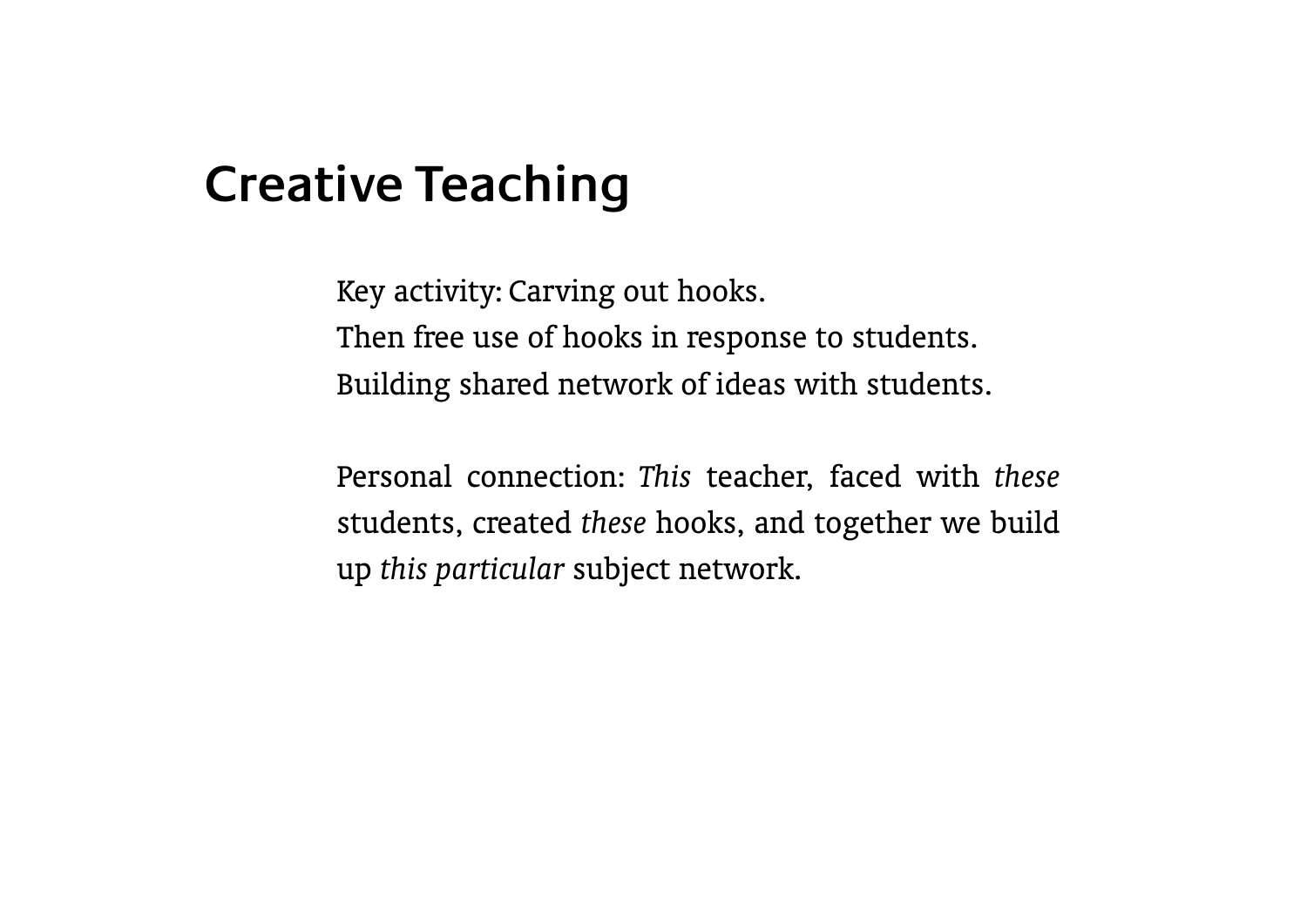# Creative Teaching

Key activity: Carving out hooks.
Then free use of hooks in response to students.
Building shared network of ideas with students.

Personal connection: *This* teacher, faced with *these* students, created *these* hooks, and together we build up *this particular* subject network.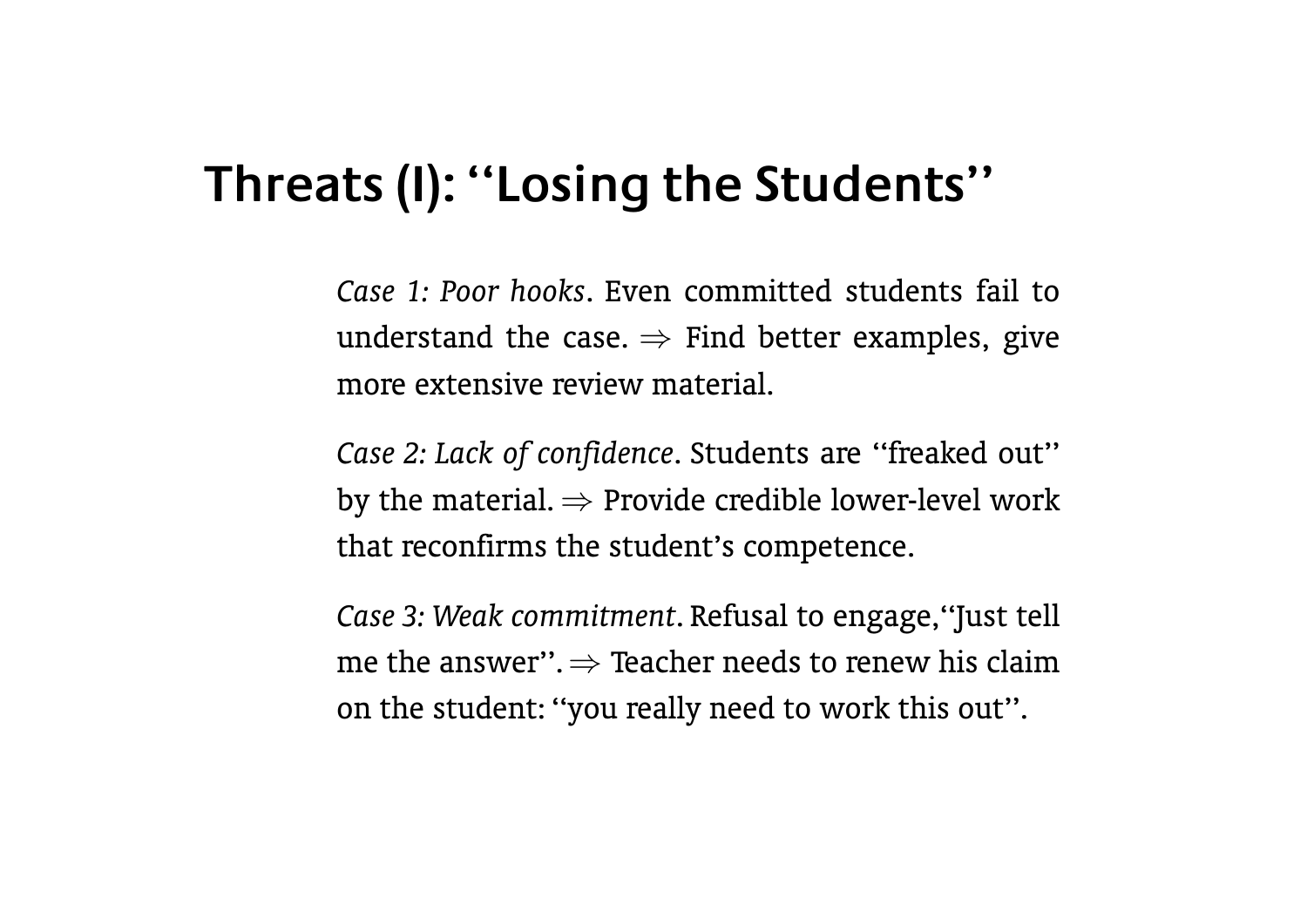# Threats (I): ''Losing the Students''

*Case 1: Poor hooks*. Even committed students fail to understand the case. $\Rightarrow$ Find better examples, give more extensive review material.

*Case 2: Lack of confidence*. Students are ''freaked out'' by the material. $\Rightarrow$ Provide credible lower-level work that reconfirms the student's competence.

*Case 3: Weak commitment*. Refusal to engage,''Just tell me the answer''. $\Rightarrow$ Teacher needs to renew his claim on the student: ''you really need to work this out''.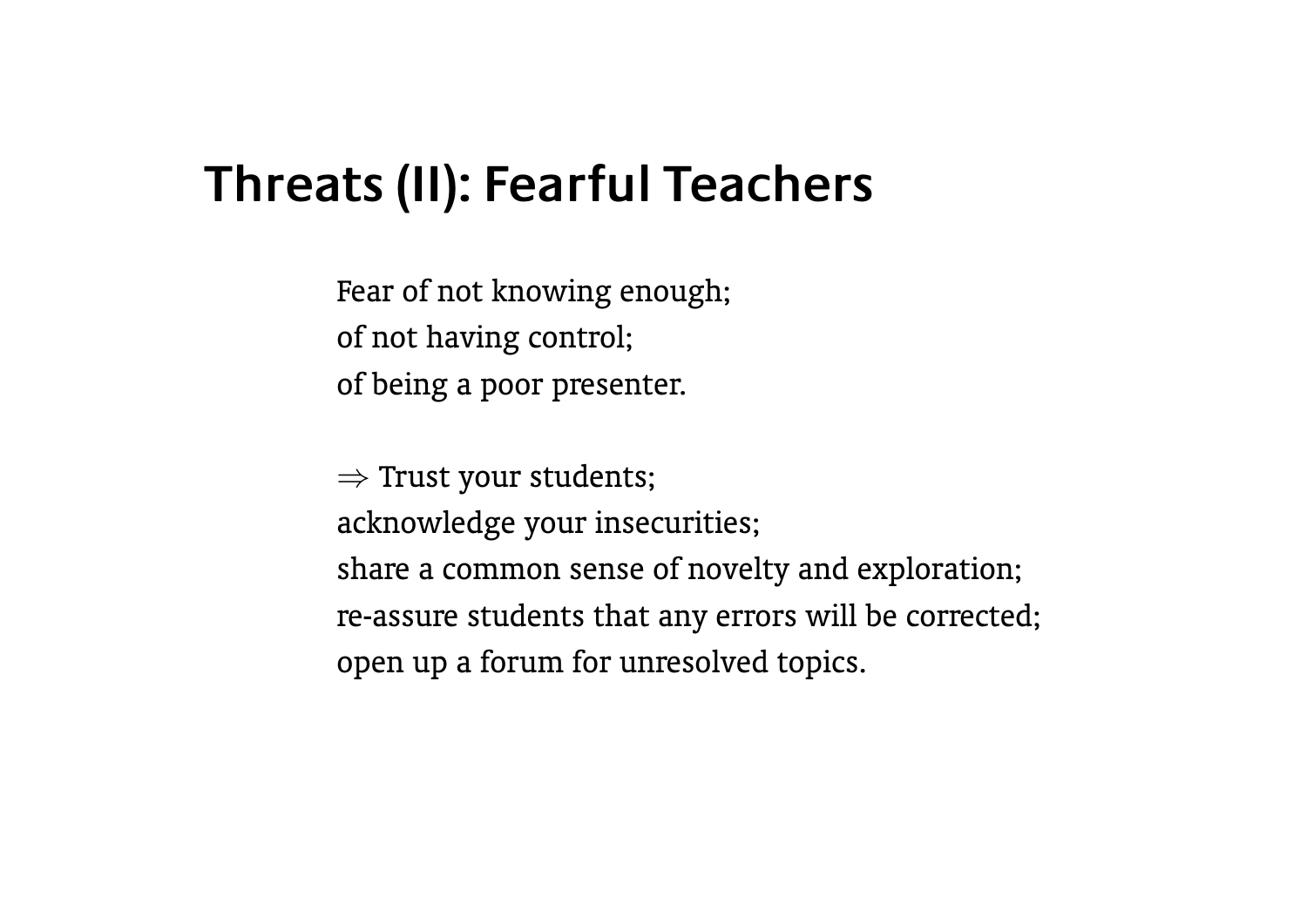# Threats (II): Fearful Teachers

Fear of not knowing enough;
of not having control;
of being a poor presenter.

$\Rightarrow$ Trust your students;
acknowledge your insecurities;
share a common sense of novelty and exploration;
re-assure students that any errors will be corrected;
open up a forum for unresolved topics.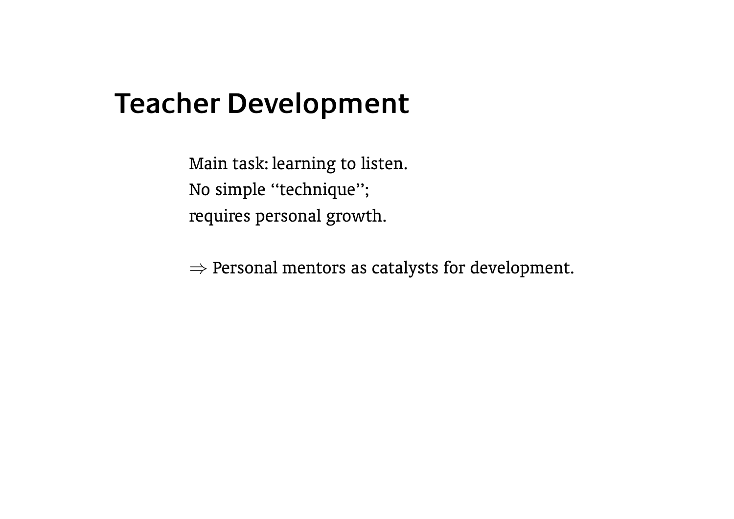# Teacher Development

Main task: learning to listen.
No simple "technique";
requires personal growth.

$\Rightarrow$ Personal mentors as catalysts for development.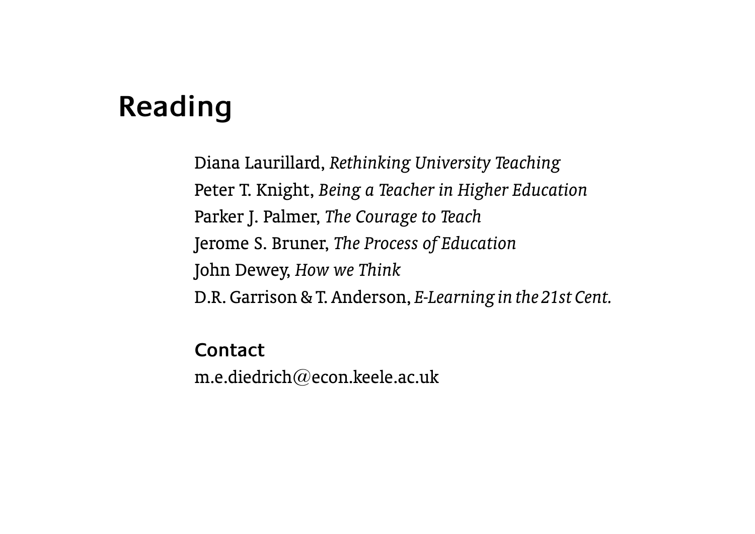# Reading

Diana Laurillard, *Rethinking University Teaching*
Peter T. Knight, *Being a Teacher in Higher Education*
Parker J. Palmer, *The Courage to Teach*
Jerome S. Bruner, *The Process of Education*
John Dewey, *How we Think*
D.R. Garrison & T. Anderson, *E-Learning in the 21st Cent.*

## Contact

m.e.diedrich@econ.keele.ac.uk